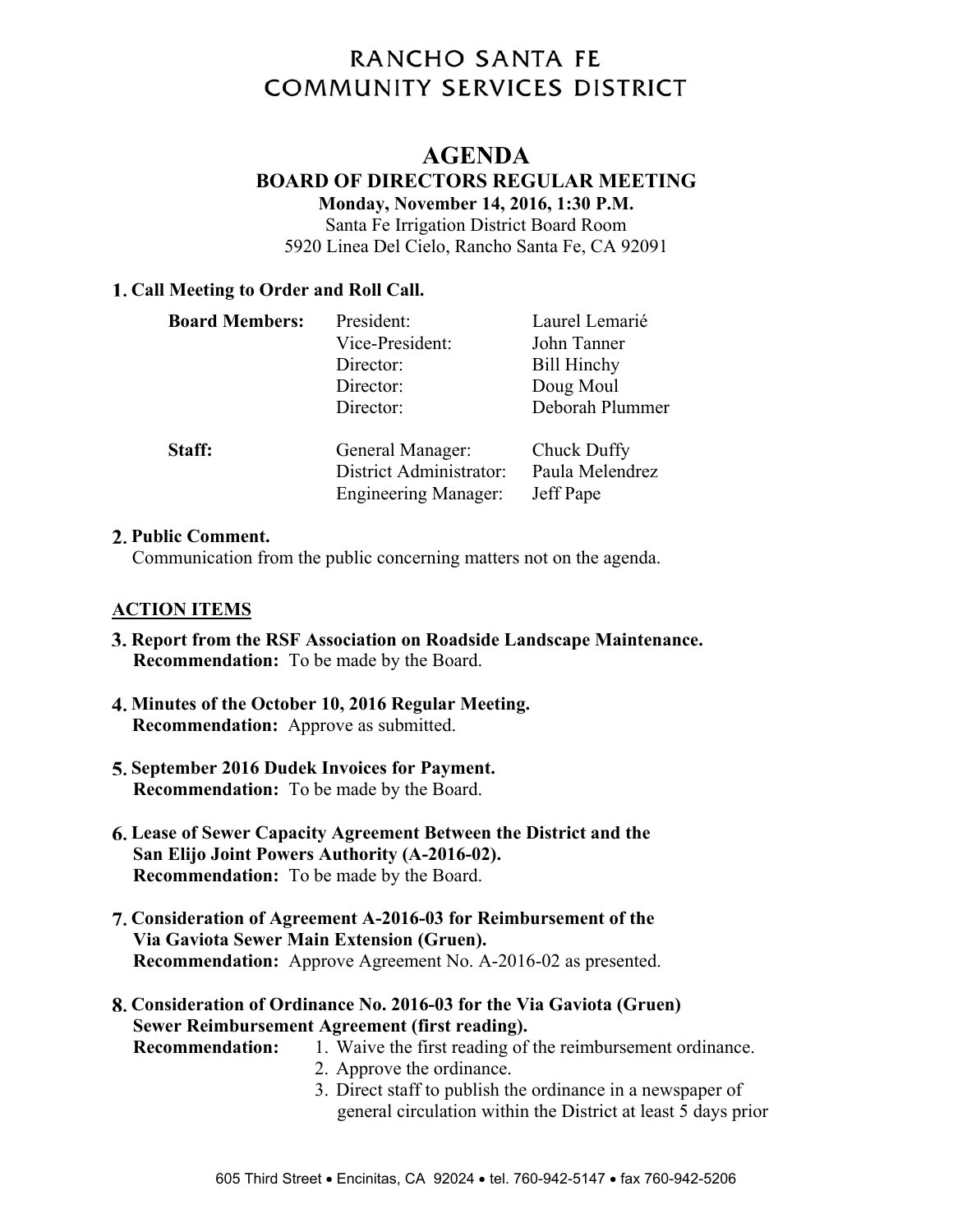# RANCHO SANTA FE COMMUNITY SERVICES DISTRICT

## AGENDA

### BOARD OF DIRECTORS REGULAR MEETING

**Monday, November 14, 2016, 1:30 P.M.**

Santa Fe Irrigation District Board Room
5920 Linea Del Cielo, Rancho Santa Fe, CA 92091

**1. Call Meeting to Order and Roll Call.**

| | | |
|---|---|---|
| **Board Members:** | President: | Laurel Lemarié |
| | Vice-President: | John Tanner |
| | Director: | Bill Hinchy |
| | Director: | Doug Moul |
| | Director: | Deborah Plummer |
| **Staff:** | General Manager: | Chuck Duffy |
| | District Administrator: | Paula Melendrez |
| | Engineering Manager: | Jeff Pape |

**2. Public Comment.**
Communication from the public concerning matters not on the agenda.

**<u>ACTION ITEMS</u>**

**3. Report from the RSF Association on Roadside Landscape Maintenance.**
**Recommendation:** To be made by the Board.

**4. Minutes of the October 10, 2016 Regular Meeting.**
**Recommendation:** Approve as submitted.

**5. September 2016 Dudek Invoices for Payment.**
**Recommendation:** To be made by the Board.

**6. Lease of Sewer Capacity Agreement Between the District and the San Elijo Joint Powers Authority (A-2016-02).**
**Recommendation:** To be made by the Board.

**7. Consideration of Agreement A-2016-03 for Reimbursement of the Via Gaviota Sewer Main Extension (Gruen).**
**Recommendation:** Approve Agreement No. A-2016-02 as presented.

**8. Consideration of Ordinance No. 2016-03 for the Via Gaviota (Gruen) Sewer Reimbursement Agreement (first reading).**
**Recommendation:**
1. Waive the first reading of the reimbursement ordinance.
2. Approve the ordinance.
3. Direct staff to publish the ordinance in a newspaper of general circulation within the District at least 5 days prior

605 Third Street • Encinitas, CA 92024 • tel. 760-942-5147 • fax 760-942-5206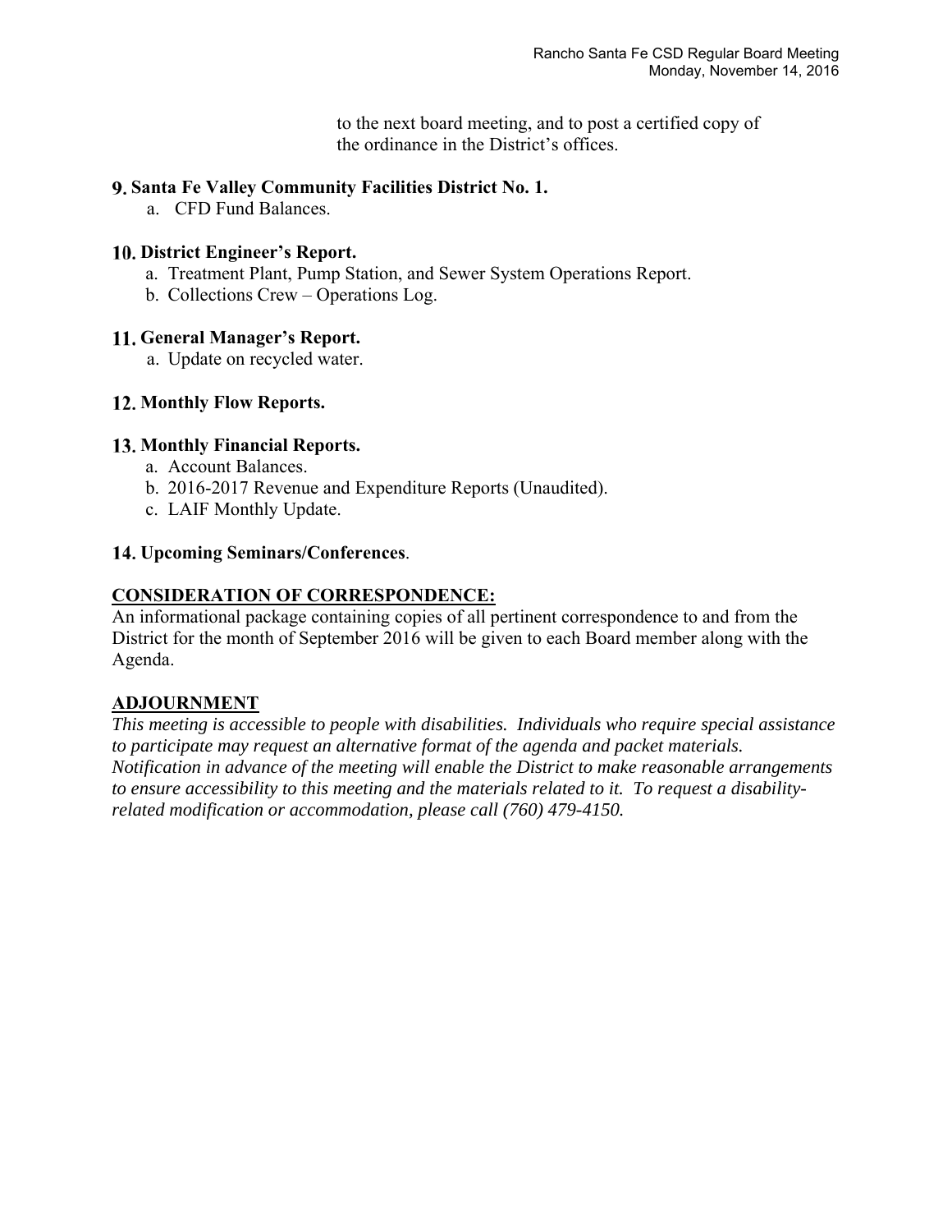to the next board meeting, and to post a certified copy of the ordinance in the District's offices.

**9. Santa Fe Valley Community Facilities District No. 1.**

a. CFD Fund Balances.

**10. District Engineer's Report.**

a. Treatment Plant, Pump Station, and Sewer System Operations Report.
b. Collections Crew – Operations Log.

**11. General Manager's Report.**

a. Update on recycled water.

**12. Monthly Flow Reports.**

**13. Monthly Financial Reports.**

a. Account Balances.
b. 2016-2017 Revenue and Expenditure Reports (Unaudited).
c. LAIF Monthly Update.

**14. Upcoming Seminars/Conferences**.

## CONSIDERATION OF CORRESPONDENCE:

An informational package containing copies of all pertinent correspondence to and from the District for the month of September 2016 will be given to each Board member along with the Agenda.

## ADJOURNMENT

*This meeting is accessible to people with disabilities. Individuals who require special assistance to participate may request an alternative format of the agenda and packet materials. Notification in advance of the meeting will enable the District to make reasonable arrangements to ensure accessibility to this meeting and the materials related to it. To request a disability-related modification or accommodation, please call (760) 479-4150.*